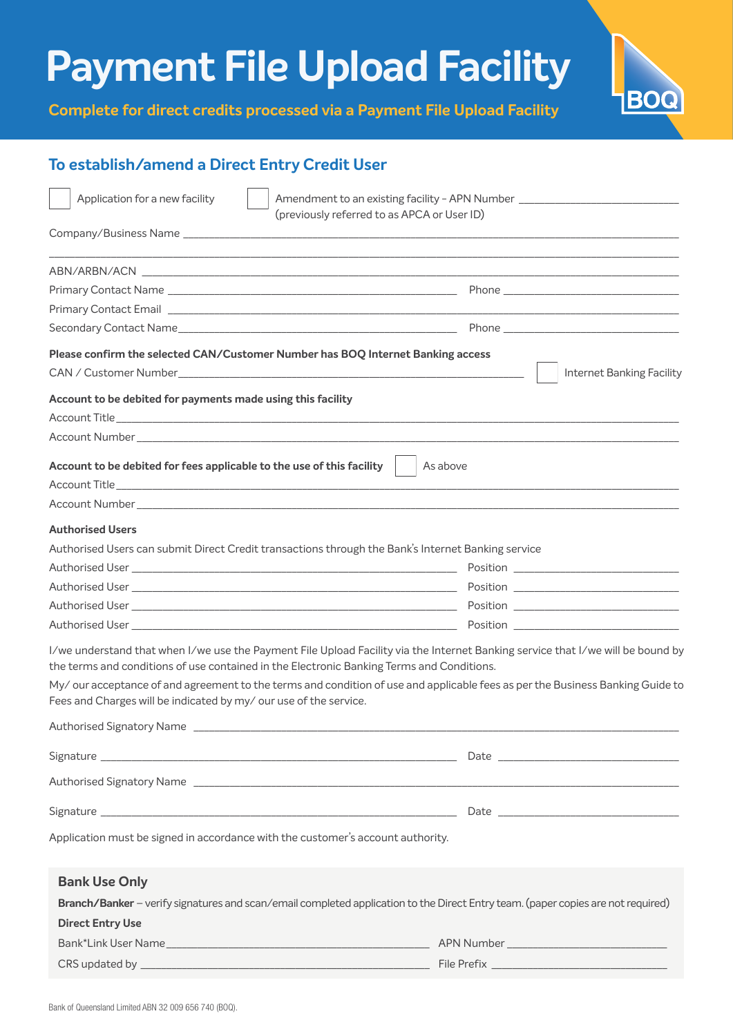# Payment File Upload Facility

**Complete for direct credits processed via a Payment File Upload Facility**

## To establish/amend a Direct Entry Credit User

☐ Application for a new facility ☐ Amendment to an existing facility – APN Number ____________________
(previously referred to as APCA or User ID)

Company/Business Name ______________________________________________

______________________________________________

ABN/ARBN/ACN ______________________________________________

Primary Contact Name ____________________________ Phone ____________________

Primary Contact Email ______________________________________________

Secondary Contact Name____________________________ Phone ____________________

**Please confirm the selected CAN/Customer Number has BOQ Internet Banking access**

CAN / Customer Number____________________________ ☐ Internet Banking Facility

**Account to be debited for payments made using this facility**

Account Title______________________________________________

Account Number______________________________________________

**Account to be debited for fees applicable to the use of this facility** ☐ As above

Account Title______________________________________________

Account Number______________________________________________

**Authorised Users**

Authorised Users can submit Direct Credit transactions through the Bank's Internet Banking service

Authorised User ____________________________ Position ____________________

Authorised User ____________________________ Position ____________________

Authorised User ____________________________ Position ____________________

Authorised User ____________________________ Position ____________________

I/we understand that when I/we use the Payment File Upload Facility via the Internet Banking service that I/we will be bound by the terms and conditions of use contained in the Electronic Banking Terms and Conditions.

My/ our acceptance of and agreement to the terms and condition of use and applicable fees as per the Business Banking Guide to Fees and Charges will be indicated by my/ our use of the service.

Authorised Signatory Name ______________________________________________

Signature ____________________________ Date ____________________

Authorised Signatory Name ______________________________________________

Signature ____________________________ Date ____________________

Application must be signed in accordance with the customer's account authority.

### Bank Use Only

**Branch/Banker** – verify signatures and scan/email completed application to the Direct Entry team. (paper copies are not required)

**Direct Entry Use**

Bank*Link User Name____________________________ APN Number ____________________

CRS updated by ____________________________ File Prefix ____________________

Bank of Queensland Limited ABN 32 009 656 740 (BOQ).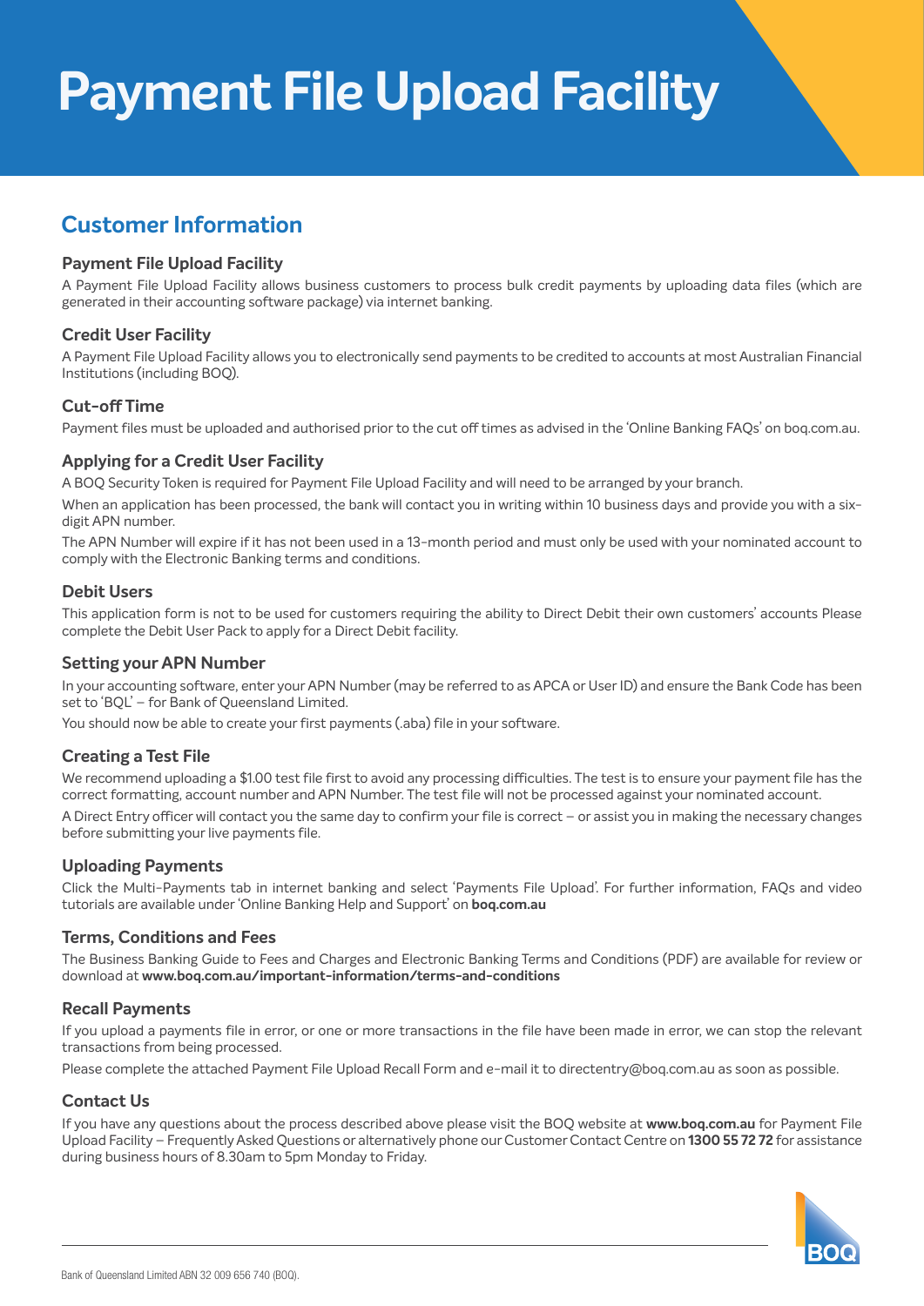# Payment File Upload Facility

## Customer Information

### Payment File Upload Facility

A Payment File Upload Facility allows business customers to process bulk credit payments by uploading data files (which are generated in their accounting software package) via internet banking.

### Credit User Facility

A Payment File Upload Facility allows you to electronically send payments to be credited to accounts at most Australian Financial Institutions (including BOQ).

### Cut-off Time

Payment files must be uploaded and authorised prior to the cut off times as advised in the 'Online Banking FAQs' on boq.com.au.

### Applying for a Credit User Facility

A BOQ Security Token is required for Payment File Upload Facility and will need to be arranged by your branch.

When an application has been processed, the bank will contact you in writing within 10 business days and provide you with a six-digit APN number.

The APN Number will expire if it has not been used in a 13-month period and must only be used with your nominated account to comply with the Electronic Banking terms and conditions.

### Debit Users

This application form is not to be used for customers requiring the ability to Direct Debit their own customers' accounts Please complete the Debit User Pack to apply for a Direct Debit facility.

### Setting your APN Number

In your accounting software, enter your APN Number (may be referred to as APCA or User ID) and ensure the Bank Code has been set to 'BQL' – for Bank of Queensland Limited.

You should now be able to create your first payments (.aba) file in your software.

### Creating a Test File

We recommend uploading a $1.00 test file first to avoid any processing difficulties. The test is to ensure your payment file has the correct formatting, account number and APN Number. The test file will not be processed against your nominated account.

A Direct Entry officer will contact you the same day to confirm your file is correct – or assist you in making the necessary changes before submitting your live payments file.

### Uploading Payments

Click the Multi-Payments tab in internet banking and select 'Payments File Upload'. For further information, FAQs and video tutorials are available under 'Online Banking Help and Support' on **boq.com.au**

### Terms, Conditions and Fees

The Business Banking Guide to Fees and Charges and Electronic Banking Terms and Conditions (PDF) are available for review or download at **www.boq.com.au/important-information/terms-and-conditions**

### Recall Payments

If you upload a payments file in error, or one or more transactions in the file have been made in error, we can stop the relevant transactions from being processed.

Please complete the attached Payment File Upload Recall Form and e-mail it to directentry@boq.com.au as soon as possible.

### Contact Us

If you have any questions about the process described above please visit the BOQ website at **www.boq.com.au** for Payment File Upload Facility – Frequently Asked Questions or alternatively phone our Customer Contact Centre on **1300 55 72 72** for assistance during business hours of 8.30am to 5pm Monday to Friday.

Bank of Queensland Limited ABN 32 009 656 740 (BOQ).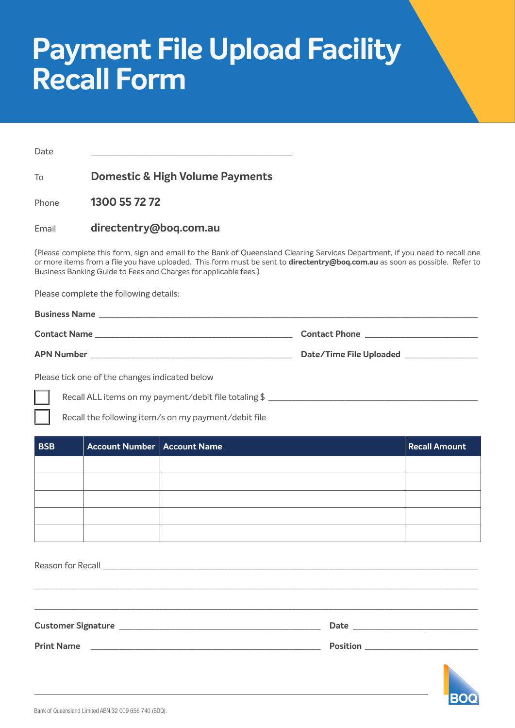# Payment File Upload Facility Recall Form

Date \_\_\_\_\_\_\_\_\_\_\_\_\_\_\_\_\_\_\_\_\_\_\_\_\_\_\_\_\_\_\_\_\_\_\_\_\_\_\_\_

To **Domestic & High Volume Payments**

Phone **1300 55 72 72**

Email **directentry@boq.com.au**

(Please complete this form, sign and email to the Bank of Queensland Clearing Services Department, if you need to recall one or more items from a file you have uploaded. This form must be sent to **directentry@boq.com.au** as soon as possible. Refer to Business Banking Guide to Fees and Charges for applicable fees.)

Please complete the following details:

**Business Name** \_\_\_\_\_\_\_\_\_\_\_\_\_\_\_\_\_\_\_\_\_\_\_\_\_\_\_\_\_\_\_\_\_\_\_\_\_\_\_\_\_\_\_\_\_\_\_\_\_\_\_\_\_\_\_\_\_\_

**Contact Name** \_\_\_\_\_\_\_\_\_\_\_\_\_\_\_\_\_\_\_\_\_\_\_\_\_\_\_\_\_\_\_\_\_\_ **Contact Phone** \_\_\_\_\_\_\_\_\_\_\_\_\_\_\_\_\_\_\_\_

**APN Number** \_\_\_\_\_\_\_\_\_\_\_\_\_\_\_\_\_\_\_\_\_\_\_\_\_\_\_\_\_\_\_\_\_\_ **Date/Time File Uploaded** \_\_\_\_\_\_\_\_\_\_\_\_\_\_

Please tick one of the changes indicated below

☐ Recall ALL items on my payment/debit file totaling $ \_\_\_\_\_\_\_\_\_\_\_\_\_\_\_\_\_\_\_\_\_\_\_\_\_\_\_\_\_\_\_\_\_\_\_\_\_\_

☐ Recall the following item/s on my payment/debit file

| BSB | Account Number | Account Name | Recall Amount |
|---|---|---|---|
| | | | |
| | | | |
| | | | |
| | | | |
| | | | |

Reason for Recall \_\_\_\_\_\_\_\_\_\_\_\_\_\_\_\_\_\_\_\_\_\_\_\_\_\_\_\_\_\_\_\_\_\_\_\_\_\_\_\_\_\_\_\_\_\_\_\_\_\_\_\_\_\_\_\_\_\_

\_\_\_\_\_\_\_\_\_\_\_\_\_\_\_\_\_\_\_\_\_\_\_\_\_\_\_\_\_\_\_\_\_\_\_\_\_\_\_\_\_\_\_\_\_\_\_\_\_\_\_\_\_\_\_\_\_\_\_\_\_\_\_\_\_\_\_\_\_\_\_\_\_\_

\_\_\_\_\_\_\_\_\_\_\_\_\_\_\_\_\_\_\_\_\_\_\_\_\_\_\_\_\_\_\_\_\_\_\_\_\_\_\_\_\_\_\_\_\_\_\_\_\_\_\_\_\_\_\_\_\_\_\_\_\_\_\_\_\_\_\_\_\_\_\_\_\_\_

**Customer Signature** \_\_\_\_\_\_\_\_\_\_\_\_\_\_\_\_\_\_\_\_\_\_\_\_\_\_\_\_\_\_\_\_\_\_\_\_ **Date** \_\_\_\_\_\_\_\_\_\_\_\_\_\_\_\_\_\_\_\_\_\_

**Print Name** \_\_\_\_\_\_\_\_\_\_\_\_\_\_\_\_\_\_\_\_\_\_\_\_\_\_\_\_\_\_\_\_\_\_\_\_\_\_\_\_\_ **Position** \_\_\_\_\_\_\_\_\_\_\_\_\_\_\_\_\_\_\_\_\_\_

BOQ

Bank of Queensland Limited ABN 32 009 656 740 (BOQ).